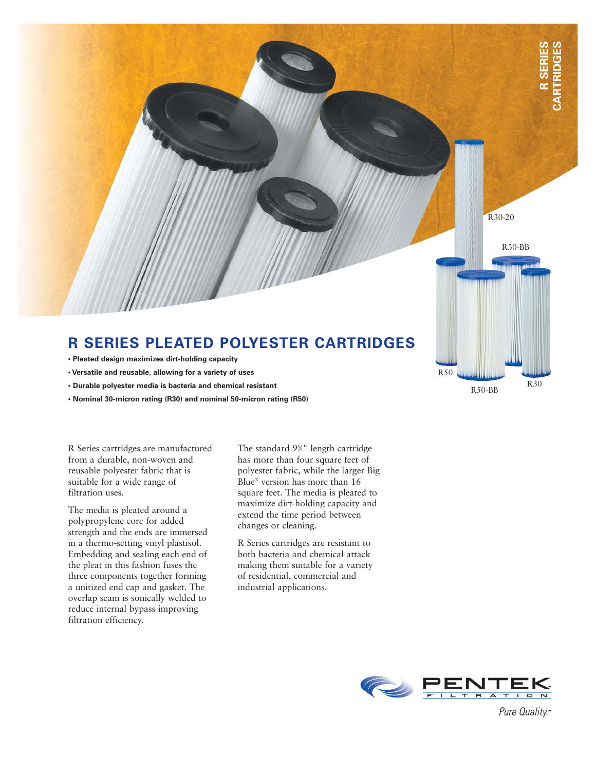R SERIES CARTRIDGES

R30-20

R30-BB

R50

R50-BB

R30

# R SERIES PLEATED POLYESTER CARTRIDGES

- **Pleated design maximizes dirt-holding capacity**
- **Versatile and reusable, allowing for a variety of uses**
- **Durable polyester media is bacteria and chemical resistant**
- **Nominal 30-micron rating (R30) and nominal 50-micron rating (R50)**

R Series cartridges are manufactured from a durable, non-woven and reusable polyester fabric that is suitable for a wide range of filtration uses.

The media is pleated around a polypropylene core for added strength and the ends are immersed in a thermo-setting vinyl plastisol. Embedding and sealing each end of the pleat in this fashion fuses the three components together forming a unitized end cap and gasket. The overlap seam is sonically welded to reduce internal bypass improving filtration efficiency.

The standard 9¾" length cartridge has more than four square feet of polyester fabric, while the larger Big Blue® version has more than 16 square feet. The media is pleated to maximize dirt-holding capacity and extend the time period between changes or cleaning.

R Series cartridges are resistant to both bacteria and chemical attack making them suitable for a variety of residential, commercial and industrial applications.

PENTEK FILTRATION

*Pure Quality.™*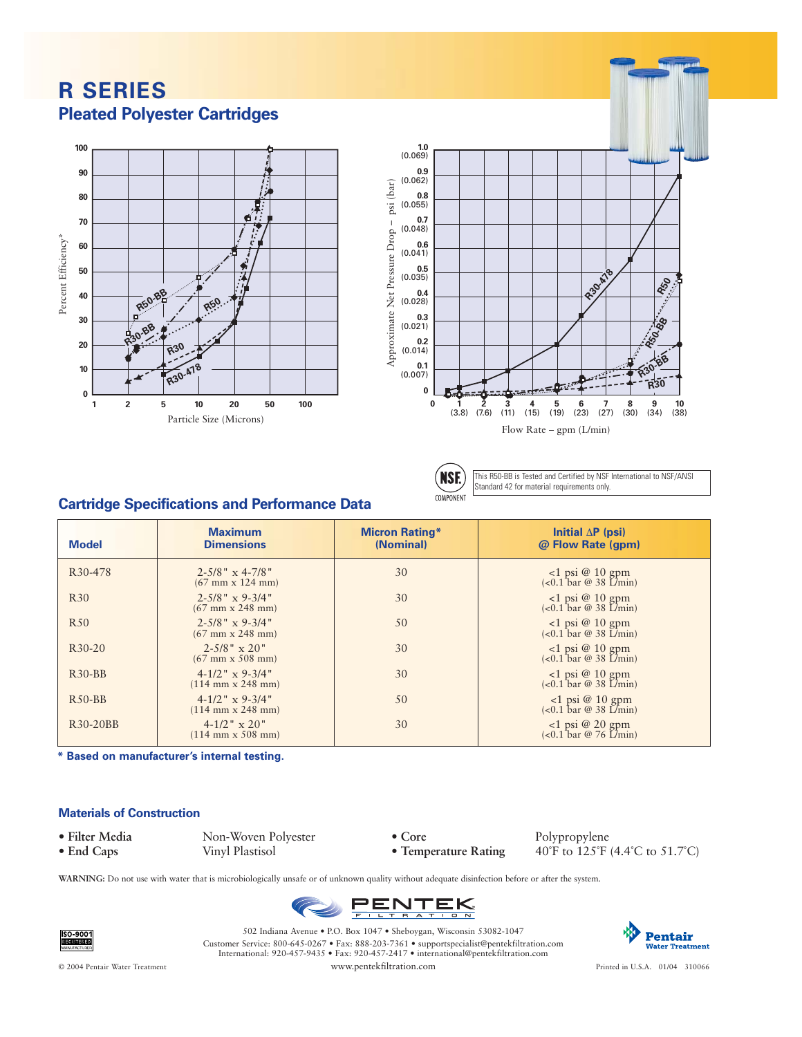# R SERIES

## Pleated Polyester Cartridges

Percent Efficiency*

100
90
80
70
60
50
40
30
20
10
0

1 2 5 10 20 50 100

Particle Size (Microns)

R50-BB
R30-BB
R50
R30
R30-478

Approximate Net Pressure Drop – psi (bar)

1.0 (0.069)
0.9 (0.062)
0.8 (0.055)
0.7 (0.048)
0.6 (0.041)
0.5 (0.035)
0.4 (0.028)
0.3 (0.021)
0.2 (0.014)
0.1 (0.007)
0

0 1 (3.8) 2 (7.6) 3 (11) 4 (15) 5 (19) 6 (23) 7 (27) 8 (30) 9 (34) 10 (38)

Flow Rate – gpm (L/min)

R30-478
R50
R50-BB
R30-BB
R30

NSF COMPONENT

This R50-BB is Tested and Certified by NSF International to NSF/ANSI Standard 42 for material requirements only.

## Cartridge Specifications and Performance Data

| Model | Maximum Dimensions | Micron Rating* (Nominal) | Initial ΔP (psi) @ Flow Rate (gpm) |
|---|---|---|---|
| R30-478 | 2-5/8" x 4-7/8" (67 mm x 124 mm) | 30 | <1 psi @ 10 gpm (<0.1 bar @ 38 L/min) |
| R30 | 2-5/8" x 9-3/4" (67 mm x 248 mm) | 30 | <1 psi @ 10 gpm (<0.1 bar @ 38 L/min) |
| R50 | 2-5/8" x 9-3/4" (67 mm x 248 mm) | 50 | <1 psi @ 10 gpm (<0.1 bar @ 38 L/min) |
| R30-20 | 2-5/8" x 20" (67 mm x 508 mm) | 30 | <1 psi @ 10 gpm (<0.1 bar @ 38 L/min) |
| R30-BB | 4-1/2" x 9-3/4" (114 mm x 248 mm) | 30 | <1 psi @ 10 gpm (<0.1 bar @ 38 L/min) |
| R50-BB | 4-1/2" x 9-3/4" (114 mm x 248 mm) | 50 | <1 psi @ 10 gpm (<0.1 bar @ 38 L/min) |
| R30-20BB | 4-1/2" x 20" (114 mm x 508 mm) | 30 | <1 psi @ 20 gpm (<0.1 bar @ 76 L/min) |

**\* Based on manufacturer's internal testing.**

### Materials of Construction

- **Filter Media** Non-Woven Polyester
- **End Caps** Vinyl Plastisol
- **Core** Polypropylene
- **Temperature Rating** 40°F to 125°F (4.4°C to 51.7°C)

**WARNING:** Do not use with water that is microbiologically unsafe or of unknown quality without adequate disinfection before or after the system.

PENTEK FILTRATION

502 Indiana Avenue • P.O. Box 1047 • Sheboygan, Wisconsin 53082-1047
Customer Service: 800-645-0267 • Fax: 888-203-7361 • supportspecialist@pentekfiltration.com
International: 920-457-9435 • Fax: 920-457-2417 • international@pentekfiltration.com
www.pentekfiltration.com

ISO-9001 REGISTERED MANUFACTURER

Pentair Water Treatment

© 2004 Pentair Water Treatment

Printed in U.S.A. 01/04 310066